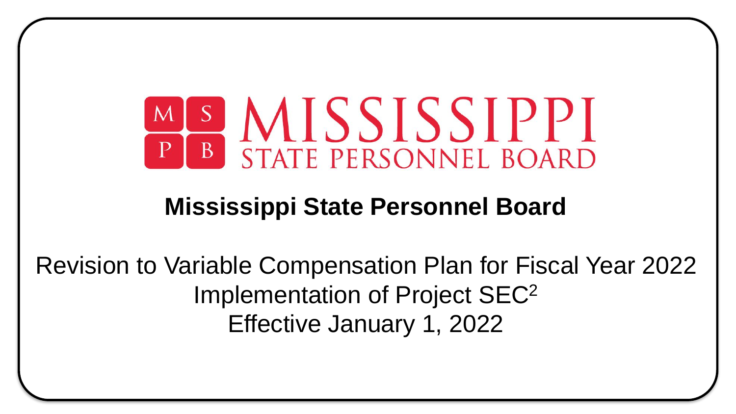MISSISSIPPI STATE PERSONNEL BOARD

# Mississippi State Personnel Board

Revision to Variable Compensation Plan for Fiscal Year 2022
Implementation of Project $SEC^2$
Effective January 1, 2022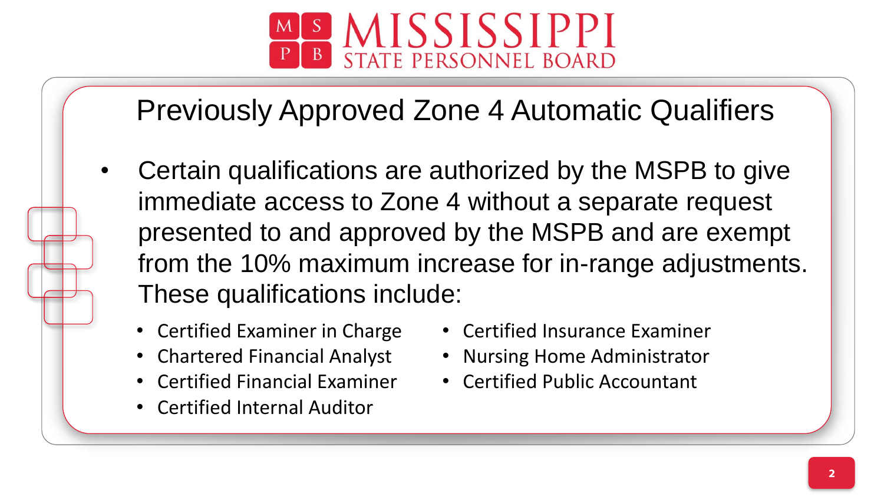# Previously Approved Zone 4 Automatic Qualifiers

- Certain qualifications are authorized by the MSPB to give immediate access to Zone 4 without a separate request presented to and approved by the MSPB and are exempt from the 10% maximum increase for in-range adjustments. These qualifications include:
  - Certified Examiner in Charge
  - Chartered Financial Analyst
  - Certified Financial Examiner
  - Certified Internal Auditor
  - Certified Insurance Examiner
  - Nursing Home Administrator
  - Certified Public Accountant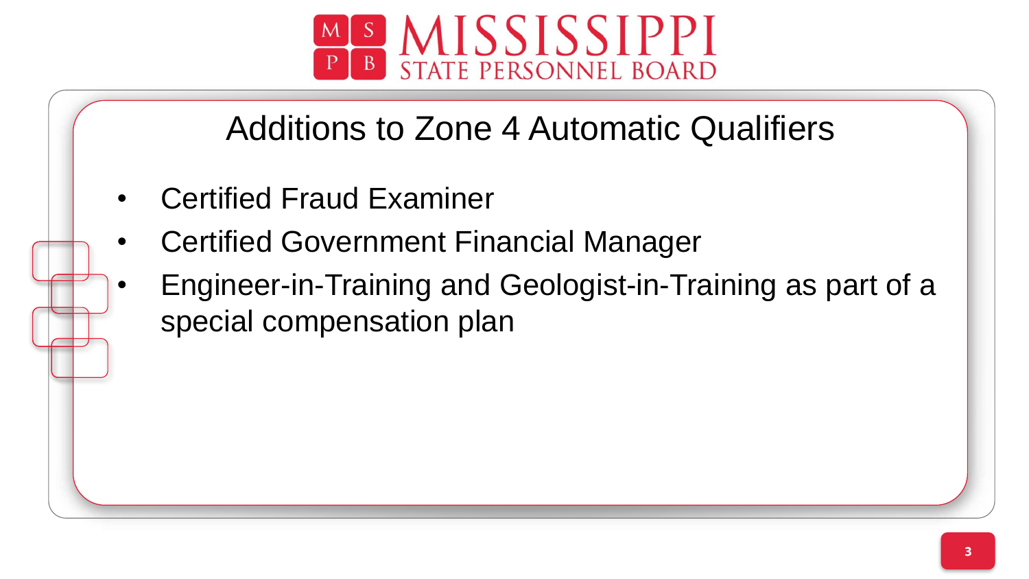# Additions to Zone 4 Automatic Qualifiers

- Certified Fraud Examiner
- Certified Government Financial Manager
- Engineer-in-Training and Geologist-in-Training as part of a special compensation plan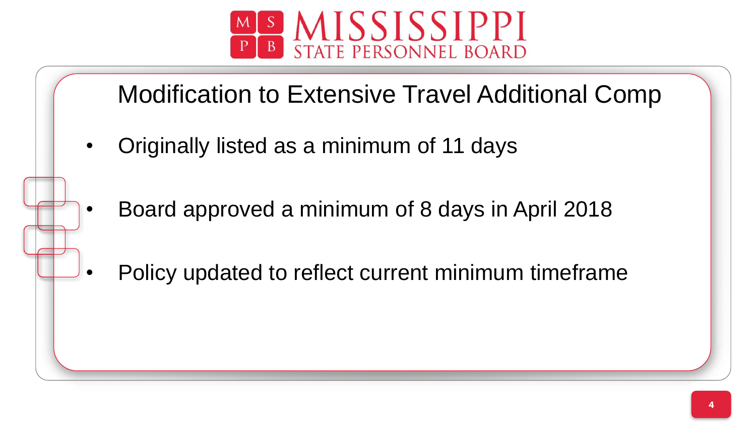# Modification to Extensive Travel Additional Comp

- Originally listed as a minimum of 11 days
- Board approved a minimum of 8 days in April 2018
- Policy updated to reflect current minimum timeframe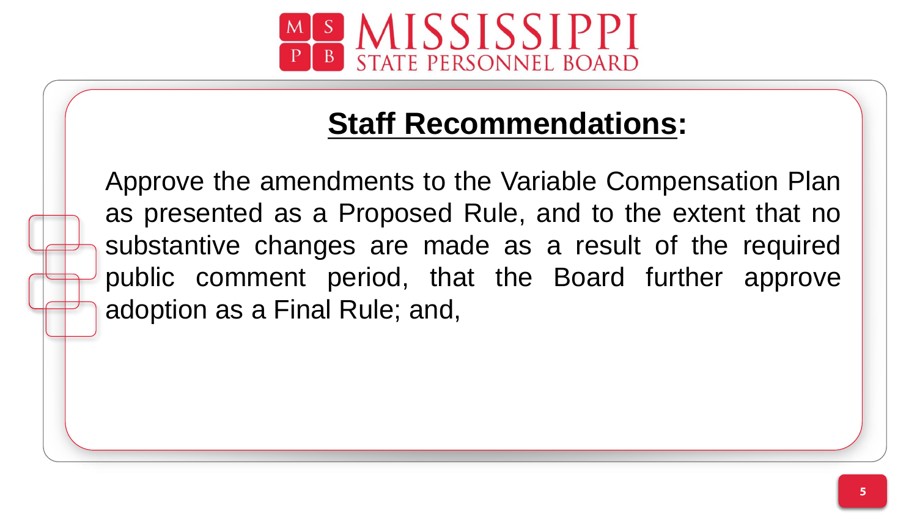# Staff Recommendations:

Approve the amendments to the Variable Compensation Plan as presented as a Proposed Rule, and to the extent that no substantive changes are made as a result of the required public comment period, that the Board further approve adoption as a Final Rule; and,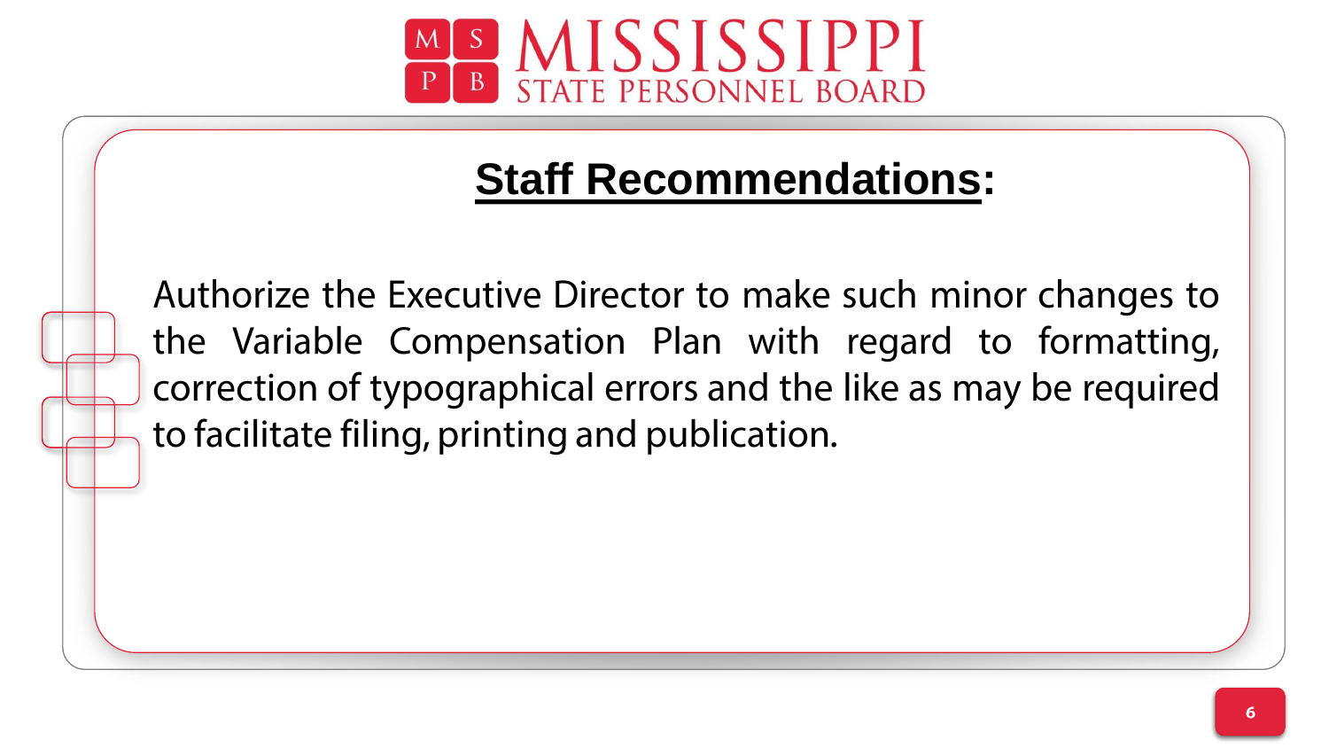## Staff Recommendations:

Authorize the Executive Director to make such minor changes to the Variable Compensation Plan with regard to formatting, correction of typographical errors and the like as may be required to facilitate filing, printing and publication.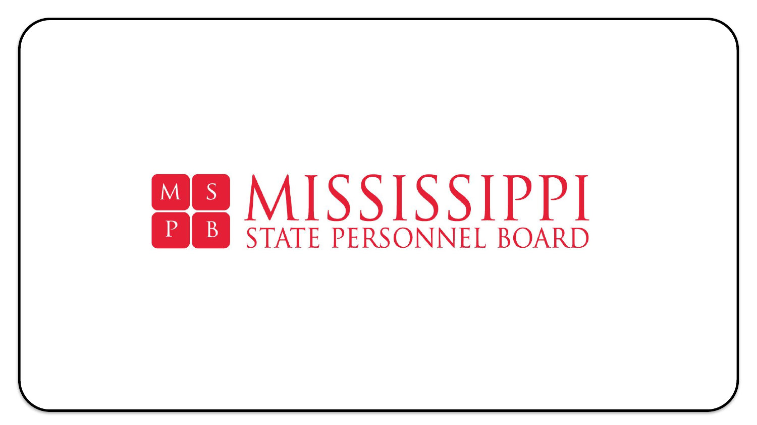M S
P B

MISSISSIPPI
STATE PERSONNEL BOARD